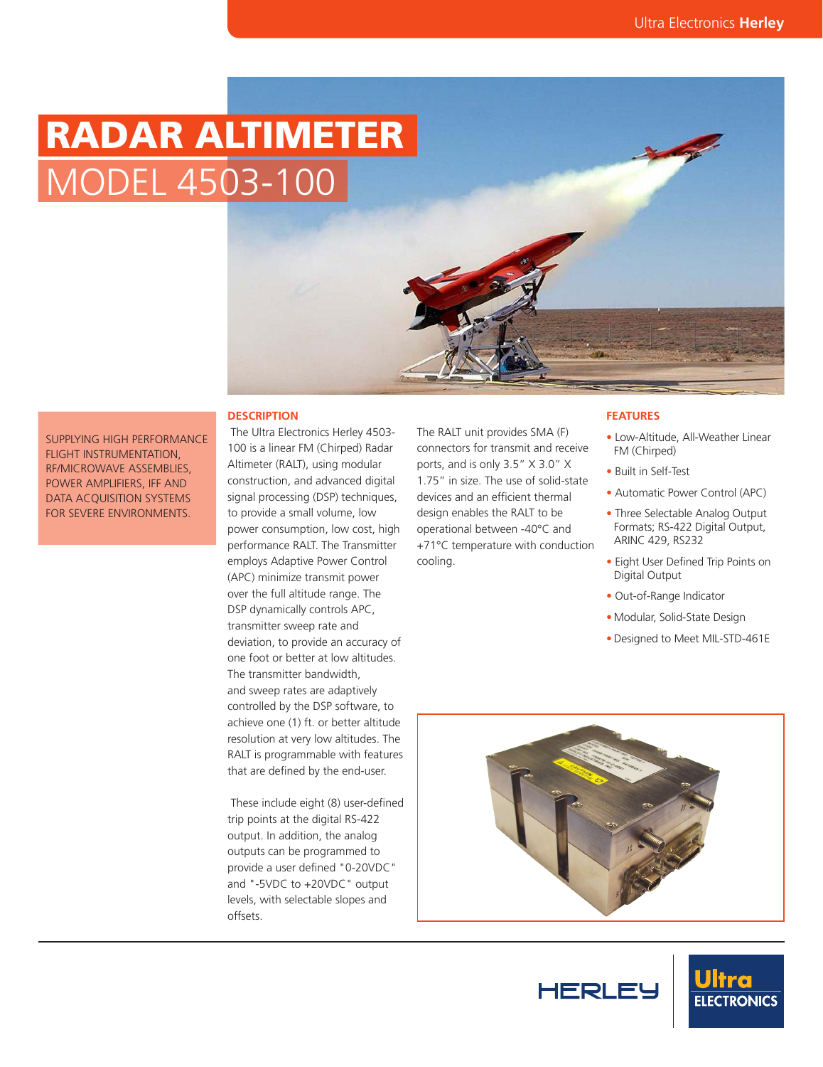# RADAR ALTIMETER

## MODEL 4503-100

SUPPLYING HIGH PERFORMANCE FLIGHT INSTRUMENTATION, RF/MICROWAVE ASSEMBLIES, POWER AMPLIFIERS, IFF AND DATA ACQUISITION SYSTEMS FOR SEVERE ENVIRONMENTS.

### DESCRIPTION

The Ultra Electronics Herley 4503-100 is a linear FM (Chirped) Radar Altimeter (RALT), using modular construction, and advanced digital signal processing (DSP) techniques, to provide a small volume, low power consumption, low cost, high performance RALT. The Transmitter employs Adaptive Power Control (APC) minimize transmit power over the full altitude range. The DSP dynamically controls APC, transmitter sweep rate and deviation, to provide an accuracy of one foot or better at low altitudes. The transmitter bandwidth, and sweep rates are adaptively controlled by the DSP software, to achieve one (1) ft. or better altitude resolution at very low altitudes. The RALT is programmable with features that are defined by the end-user.

These include eight (8) user-defined trip points at the digital RS-422 output. In addition, the analog outputs can be programmed to provide a user defined "0-20VDC" and "-5VDC to +20VDC" output levels, with selectable slopes and offsets.

The RALT unit provides SMA (F) connectors for transmit and receive ports, and is only 3.5" X 3.0" X 1.75" in size. The use of solid-state devices and an efficient thermal design enables the RALT to be operational between -40°C and +71°C temperature with conduction cooling.

### FEATURES

- Low-Altitude, All-Weather Linear FM (Chirped)
- Built in Self-Test
- Automatic Power Control (APC)
- Three Selectable Analog Output Formats; RS-422 Digital Output, ARINC 429, RS232
- Eight User Defined Trip Points on Digital Output
- Out-of-Range Indicator
- Modular, Solid-State Design
- Designed to Meet MIL-STD-461E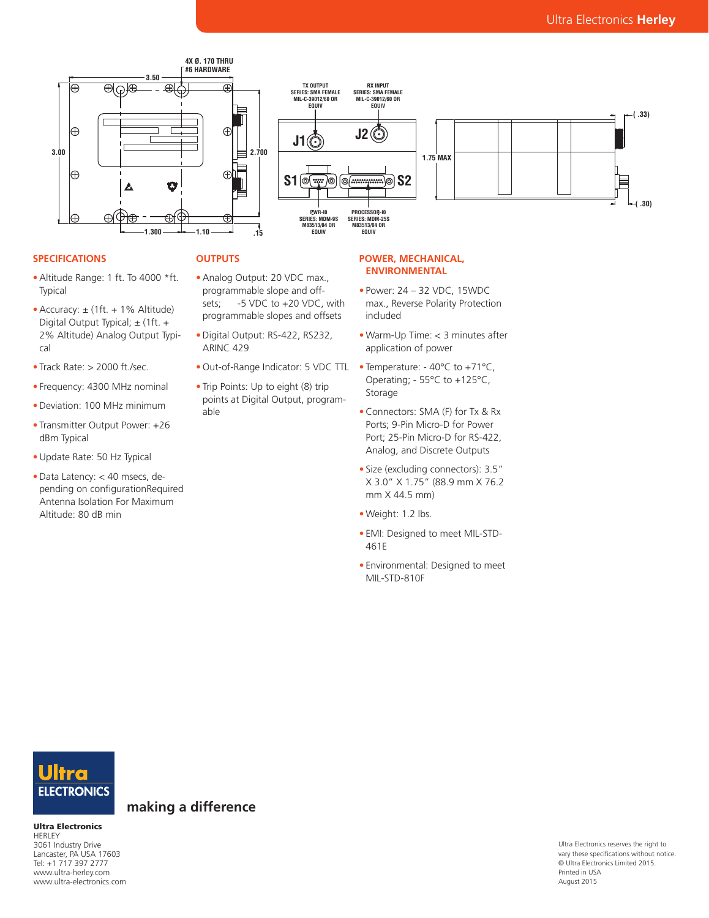4X Ø. 170 THRU
#6 HARDWARE
3.50
3.00
2.700
1.300
1.10
.15
TX OUTPUT
SERIES: SMA FEMALE
MIL-C-39012/60 OR
EQUIV
RX INPUT
SERIES: SMA FEMALE
MIL-C-39012/60 OR
EQUIV
J1
J2
S1
S2
PWR-IO
SERIES: MDM-9S
M83513/04 OR
EQUIV
PROCESSOR-IO
SERIES: MDM-25S
M83513/04 OR
EQUIV
1.75 MAX
(.33)
(.30)

## SPECIFICATIONS

- Altitude Range: 1 ft. To 4000 *ft. Typical
- Accuracy: ± (1ft. + 1% Altitude) Digital Output Typical; ± (1ft. + 2% Altitude) Analog Output Typical
- Track Rate: > 2000 ft./sec.
- Frequency: 4300 MHz nominal
- Deviation: 100 MHz minimum
- Transmitter Output Power: +26 dBm Typical
- Update Rate: 50 Hz Typical
- Data Latency: < 40 msecs, depending on configurationRequired Antenna Isolation For Maximum Altitude: 80 dB min

## OUTPUTS

- Analog Output: 20 VDC max., programmable slope and offsets; -5 VDC to +20 VDC, with programmable slopes and offsets
- Digital Output: RS-422, RS232, ARINC 429
- Out-of-Range Indicator: 5 VDC TTL
- Trip Points: Up to eight (8) trip points at Digital Output, programmable

## POWER, MECHANICAL, ENVIRONMENTAL

- Power: 24 – 32 VDC, 15WDC max., Reverse Polarity Protection included
- Warm-Up Time: < 3 minutes after application of power
- Temperature: - 40°C to +71°C, Operating; - 55°C to +125°C, Storage
- Connectors: SMA (F) for Tx & Rx Ports; 9-Pin Micro-D for Power Port; 25-Pin Micro-D for RS-422, Analog, and Discrete Outputs
- Size (excluding connectors): 3.5" X 3.0" X 1.75" (88.9 mm X 76.2 mm X 44.5 mm)
- Weight: 1.2 lbs.
- EMI: Designed to meet MIL-STD-461E
- Environmental: Designed to meet MIL-STD-810F

Ultra ELECTRONICS

**making a difference**

**Ultra Electronics**
HERLEY
3061 Industry Drive
Lancaster, PA USA 17603
Tel: +1 717 397 2777
www.ultra-herley.com
www.ultra-electronics.com

Ultra Electronics reserves the right to vary these specifications without notice.
© Ultra Electronics Limited 2015.
Printed in USA
August 2015